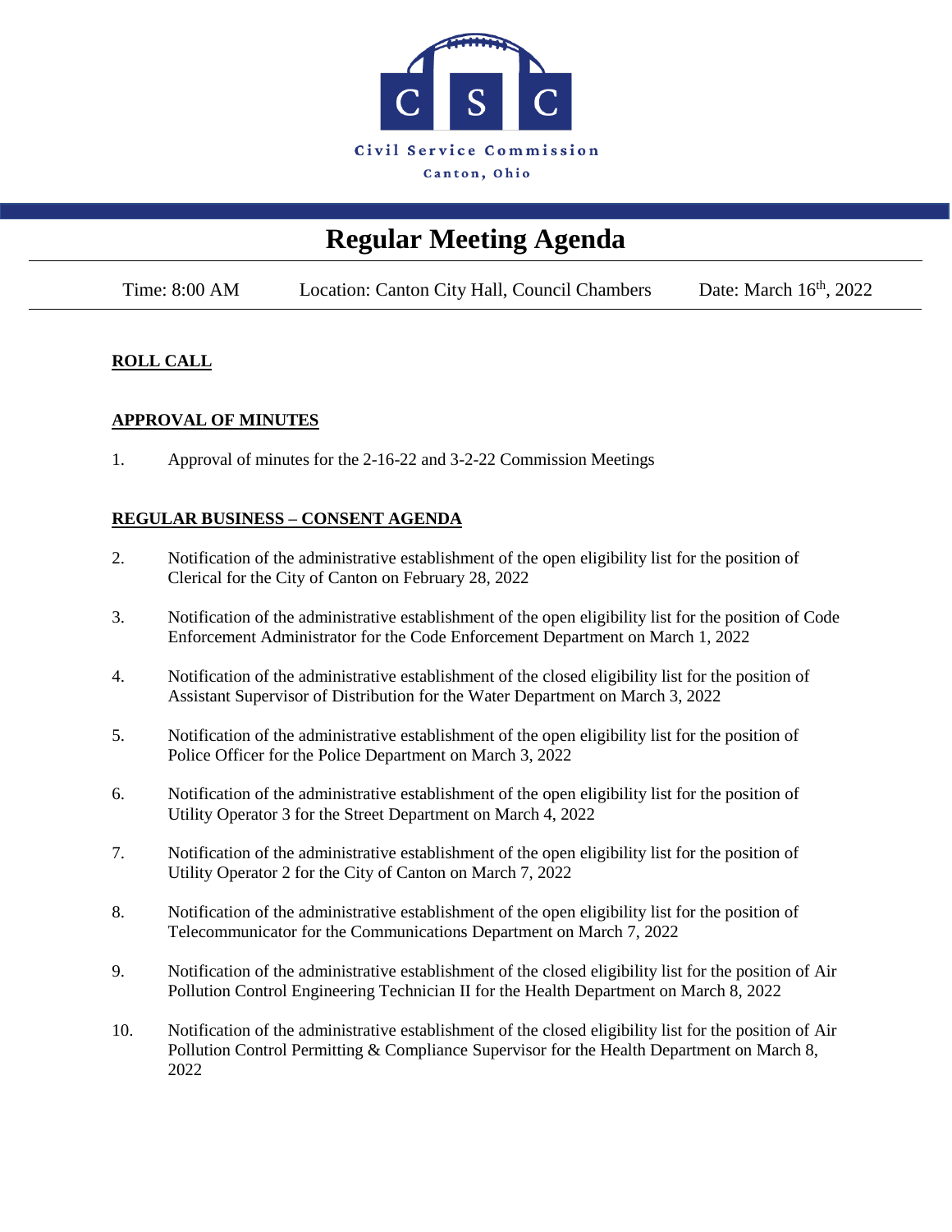Civil Service Commission

Canton, Ohio

# Regular Meeting Agenda

Time: 8:00 AM Location: Canton City Hall, Council Chambers Date: March 16th, 2022

**ROLL CALL**

**APPROVAL OF MINUTES**

1. Approval of minutes for the 2-16-22 and 3-2-22 Commission Meetings

**REGULAR BUSINESS – CONSENT AGENDA**

2. Notification of the administrative establishment of the open eligibility list for the position of Clerical for the City of Canton on February 28, 2022

3. Notification of the administrative establishment of the open eligibility list for the position of Code Enforcement Administrator for the Code Enforcement Department on March 1, 2022

4. Notification of the administrative establishment of the closed eligibility list for the position of Assistant Supervisor of Distribution for the Water Department on March 3, 2022

5. Notification of the administrative establishment of the open eligibility list for the position of Police Officer for the Police Department on March 3, 2022

6. Notification of the administrative establishment of the open eligibility list for the position of Utility Operator 3 for the Street Department on March 4, 2022

7. Notification of the administrative establishment of the open eligibility list for the position of Utility Operator 2 for the City of Canton on March 7, 2022

8. Notification of the administrative establishment of the open eligibility list for the position of Telecommunicator for the Communications Department on March 7, 2022

9. Notification of the administrative establishment of the closed eligibility list for the position of Air Pollution Control Engineering Technician II for the Health Department on March 8, 2022

10. Notification of the administrative establishment of the closed eligibility list for the position of Air Pollution Control Permitting & Compliance Supervisor for the Health Department on March 8, 2022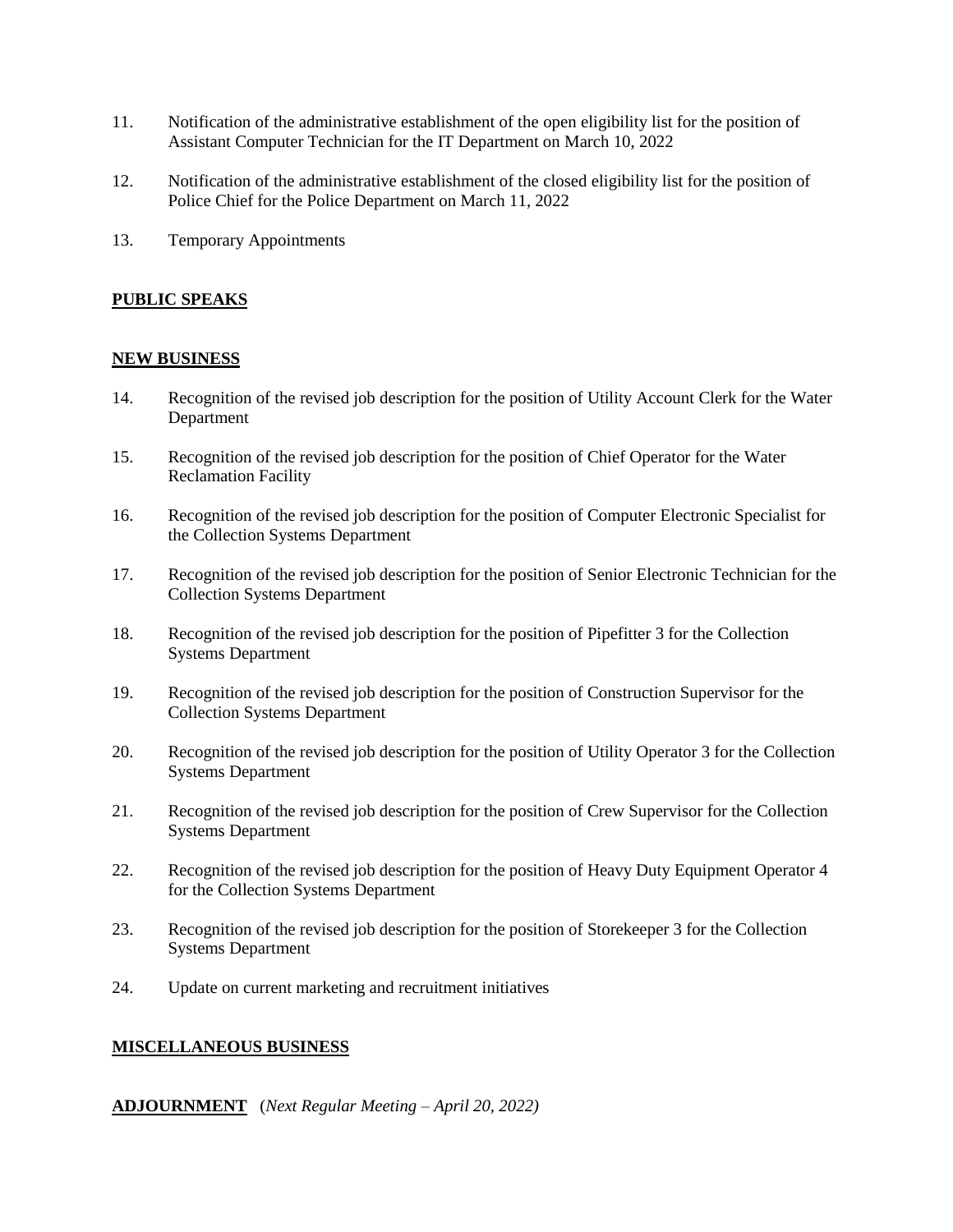11. Notification of the administrative establishment of the open eligibility list for the position of Assistant Computer Technician for the IT Department on March 10, 2022

12. Notification of the administrative establishment of the closed eligibility list for the position of Police Chief for the Police Department on March 11, 2022

13. Temporary Appointments

**PUBLIC SPEAKS**

**NEW BUSINESS**

14. Recognition of the revised job description for the position of Utility Account Clerk for the Water Department

15. Recognition of the revised job description for the position of Chief Operator for the Water Reclamation Facility

16. Recognition of the revised job description for the position of Computer Electronic Specialist for the Collection Systems Department

17. Recognition of the revised job description for the position of Senior Electronic Technician for the Collection Systems Department

18. Recognition of the revised job description for the position of Pipefitter 3 for the Collection Systems Department

19. Recognition of the revised job description for the position of Construction Supervisor for the Collection Systems Department

20. Recognition of the revised job description for the position of Utility Operator 3 for the Collection Systems Department

21. Recognition of the revised job description for the position of Crew Supervisor for the Collection Systems Department

22. Recognition of the revised job description for the position of Heavy Duty Equipment Operator 4 for the Collection Systems Department

23. Recognition of the revised job description for the position of Storekeeper 3 for the Collection Systems Department

24. Update on current marketing and recruitment initiatives

**MISCELLANEOUS BUSINESS**

**ADJOURNMENT** (*Next Regular Meeting – April 20, 2022)*